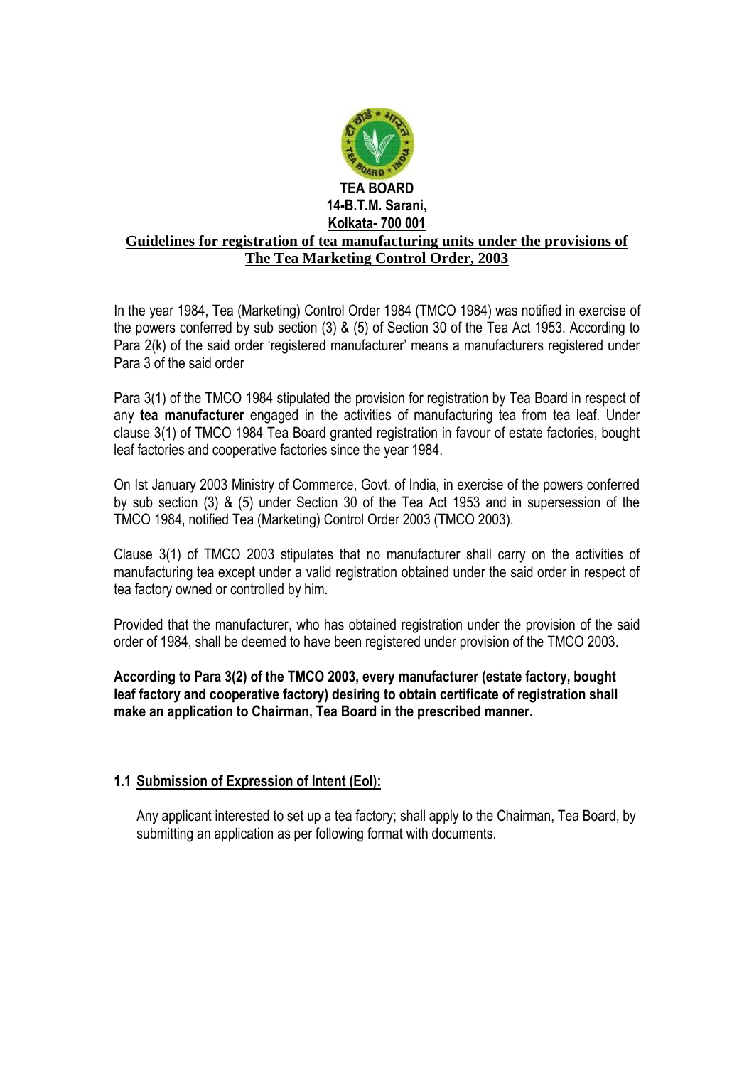**TEA BOARD**
**14-B.T.M. Sarani,**
**Kolkata- 700 001**

## Guidelines for registration of tea manufacturing units under the provisions of The Tea Marketing Control Order, 2003

In the year 1984, Tea (Marketing) Control Order 1984 (TMCO 1984) was notified in exercise of the powers conferred by sub section (3) & (5) of Section 30 of the Tea Act 1953. According to Para 2(k) of the said order 'registered manufacturer' means a manufacturers registered under Para 3 of the said order

Para 3(1) of the TMCO 1984 stipulated the provision for registration by Tea Board in respect of any **tea manufacturer** engaged in the activities of manufacturing tea from tea leaf. Under clause 3(1) of TMCO 1984 Tea Board granted registration in favour of estate factories, bought leaf factories and cooperative factories since the year 1984.

On Ist January 2003 Ministry of Commerce, Govt. of India, in exercise of the powers conferred by sub section (3) & (5) under Section 30 of the Tea Act 1953 and in supersession of the TMCO 1984, notified Tea (Marketing) Control Order 2003 (TMCO 2003).

Clause 3(1) of TMCO 2003 stipulates that no manufacturer shall carry on the activities of manufacturing tea except under a valid registration obtained under the said order in respect of tea factory owned or controlled by him.

Provided that the manufacturer, who has obtained registration under the provision of the said order of 1984, shall be deemed to have been registered under provision of the TMCO 2003.

**According to Para 3(2) of the TMCO 2003, every manufacturer (estate factory, bought leaf factory and cooperative factory) desiring to obtain certificate of registration shall make an application to Chairman, Tea Board in the prescribed manner.**

### 1.1 Submission of Expression of Intent (EoI):

Any applicant interested to set up a tea factory; shall apply to the Chairman, Tea Board, by submitting an application as per following format with documents.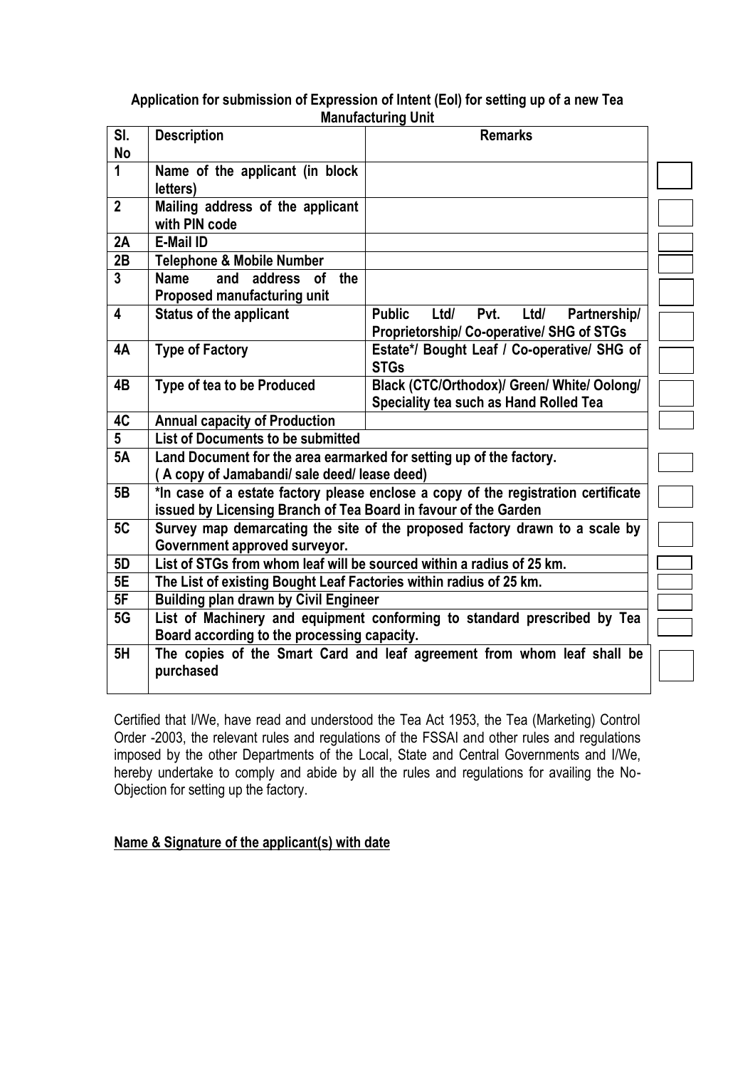**Application for submission of Expression of Intent (EoI) for setting up of a new Tea Manufacturing Unit**

| Sl. No | Description | Remarks |
|---|---|---|
| **1** | **Name of the applicant (in block letters)** | |
| **2** | **Mailing address of the applicant with PIN code** | |
| **2A** | **E-Mail ID** | |
| **2B** | **Telephone & Mobile Number** | |
| **3** | **Name and address of the Proposed manufacturing unit** | |
| **4** | **Status of the applicant** | **Public Ltd/ Pvt. Ltd/ Partnership/ Proprietorship/ Co-operative/ SHG of STGs** |
| **4A** | **Type of Factory** | **Estate*/ Bought Leaf / Co-operative/ SHG of STGs** |
| **4B** | **Type of tea to be Produced** | **Black (CTC/Orthodox)/ Green/ White/ Oolong/ Speciality tea such as Hand Rolled Tea** |
| **4C** | **Annual capacity of Production** | |
| **5** | **List of Documents to be submitted** | |
| **5A** | **Land Document for the area earmarked for setting up of the factory. ( A copy of Jamabandi/ sale deed/ lease deed)** | |
| **5B** | ***In case of a estate factory please enclose a copy of the registration certificate issued by Licensing Branch of Tea Board in favour of the Garden** | |
| **5C** | **Survey map demarcating the site of the proposed factory drawn to a scale by Government approved surveyor.** | |
| **5D** | **List of STGs from whom leaf will be sourced within a radius of 25 km.** | |
| **5E** | **The List of existing Bought Leaf Factories within radius of 25 km.** | |
| **5F** | **Building plan drawn by Civil Engineer** | |
| **5G** | **List of Machinery and equipment conforming to standard prescribed by Tea Board according to the processing capacity.** | |
| **5H** | **The copies of the Smart Card and leaf agreement from whom leaf shall be purchased** | |

Certified that I/We, have read and understood the Tea Act 1953, the Tea (Marketing) Control Order -2003, the relevant rules and regulations of the FSSAI and other rules and regulations imposed by the other Departments of the Local, State and Central Governments and I/We, hereby undertake to comply and abide by all the rules and regulations for availing the No-Objection for setting up the factory.

**Name & Signature of the applicant(s) with date**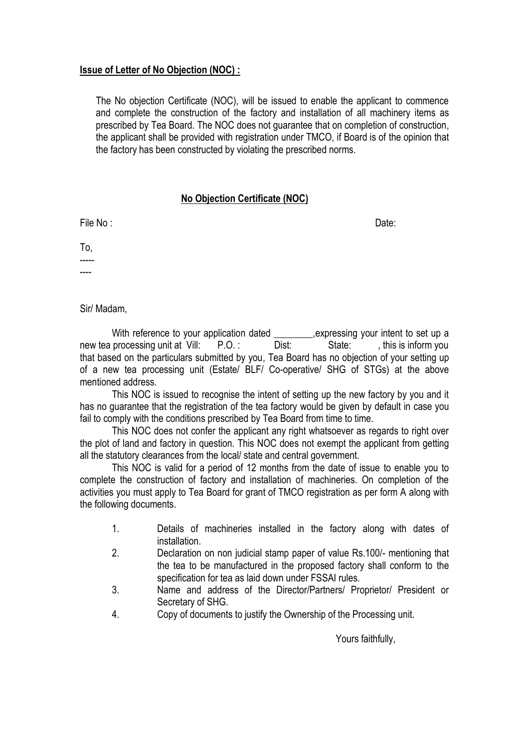**Issue of Letter of No Objection (NOC) :**

The No objection Certificate (NOC), will be issued to enable the applicant to commence and complete the construction of the factory and installation of all machinery items as prescribed by Tea Board. The NOC does not guarantee that on completion of construction, the applicant shall be provided with registration under TMCO, if Board is of the opinion that the factory has been constructed by violating the prescribed norms.

**No Objection Certificate (NOC)**

File No : Date:

To,
-----
----

Sir/ Madam,

With reference to your application dated ________,expressing your intent to set up a new tea processing unit at Vill: P.O. : Dist: State: , this is inform you that based on the particulars submitted by you, Tea Board has no objection of your setting up of a new tea processing unit (Estate/ BLF/ Co-operative/ SHG of STGs) at the above mentioned address.

This NOC is issued to recognise the intent of setting up the new factory by you and it has no guarantee that the registration of the tea factory would be given by default in case you fail to comply with the conditions prescribed by Tea Board from time to time.

This NOC does not confer the applicant any right whatsoever as regards to right over the plot of land and factory in question. This NOC does not exempt the applicant from getting all the statutory clearances from the local/ state and central government.

This NOC is valid for a period of 12 months from the date of issue to enable you to complete the construction of factory and installation of machineries. On completion of the activities you must apply to Tea Board for grant of TMCO registration as per form A along with the following documents.

1. Details of machineries installed in the factory along with dates of installation.
2. Declaration on non judicial stamp paper of value Rs.100/- mentioning that the tea to be manufactured in the proposed factory shall conform to the specification for tea as laid down under FSSAI rules.
3. Name and address of the Director/Partners/ Proprietor/ President or Secretary of SHG.
4. Copy of documents to justify the Ownership of the Processing unit.

Yours faithfully,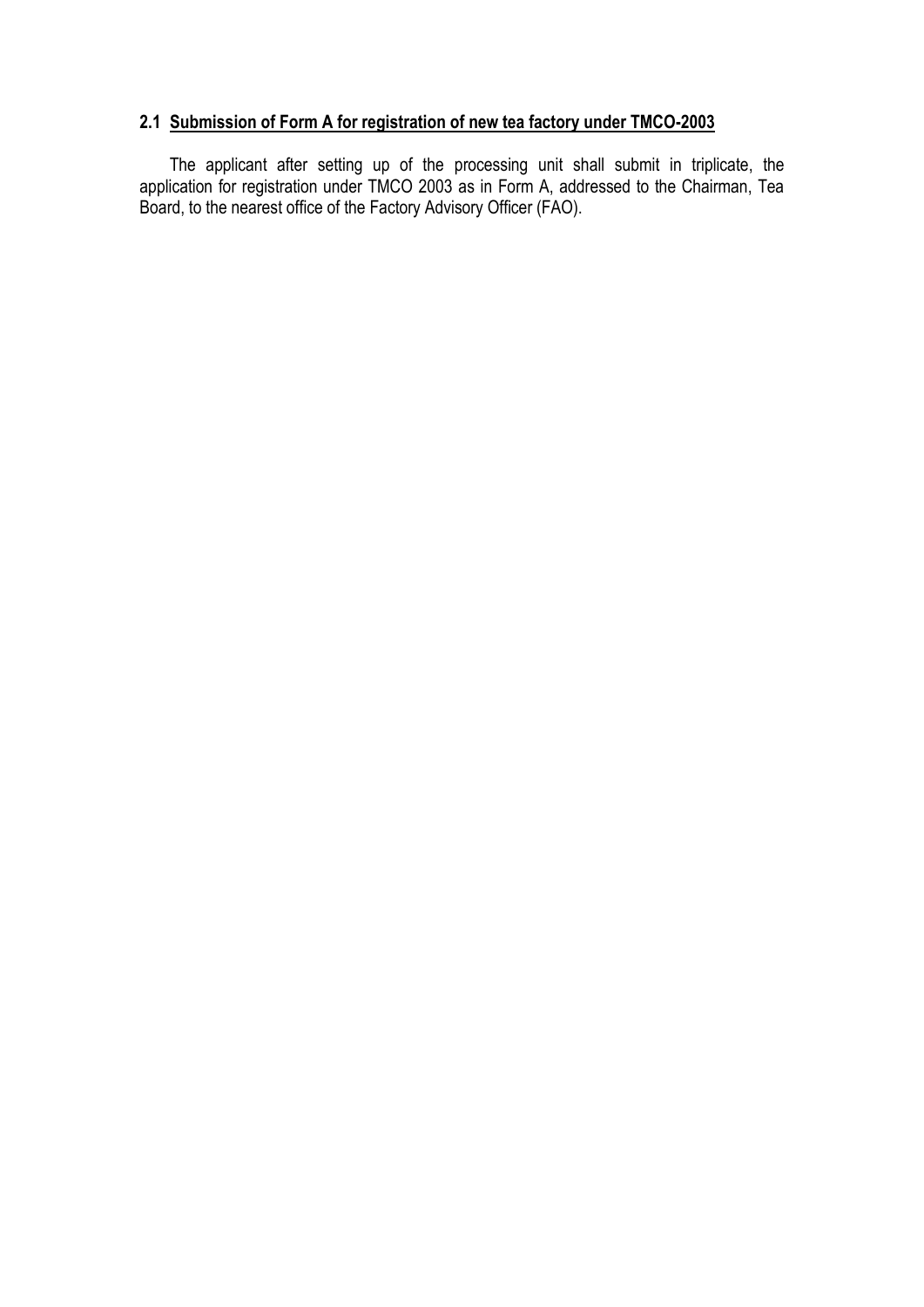## 2.1 Submission of Form A for registration of new tea factory under TMCO-2003

The applicant after setting up of the processing unit shall submit in triplicate, the application for registration under TMCO 2003 as in Form A, addressed to the Chairman, Tea Board, to the nearest office of the Factory Advisory Officer (FAO).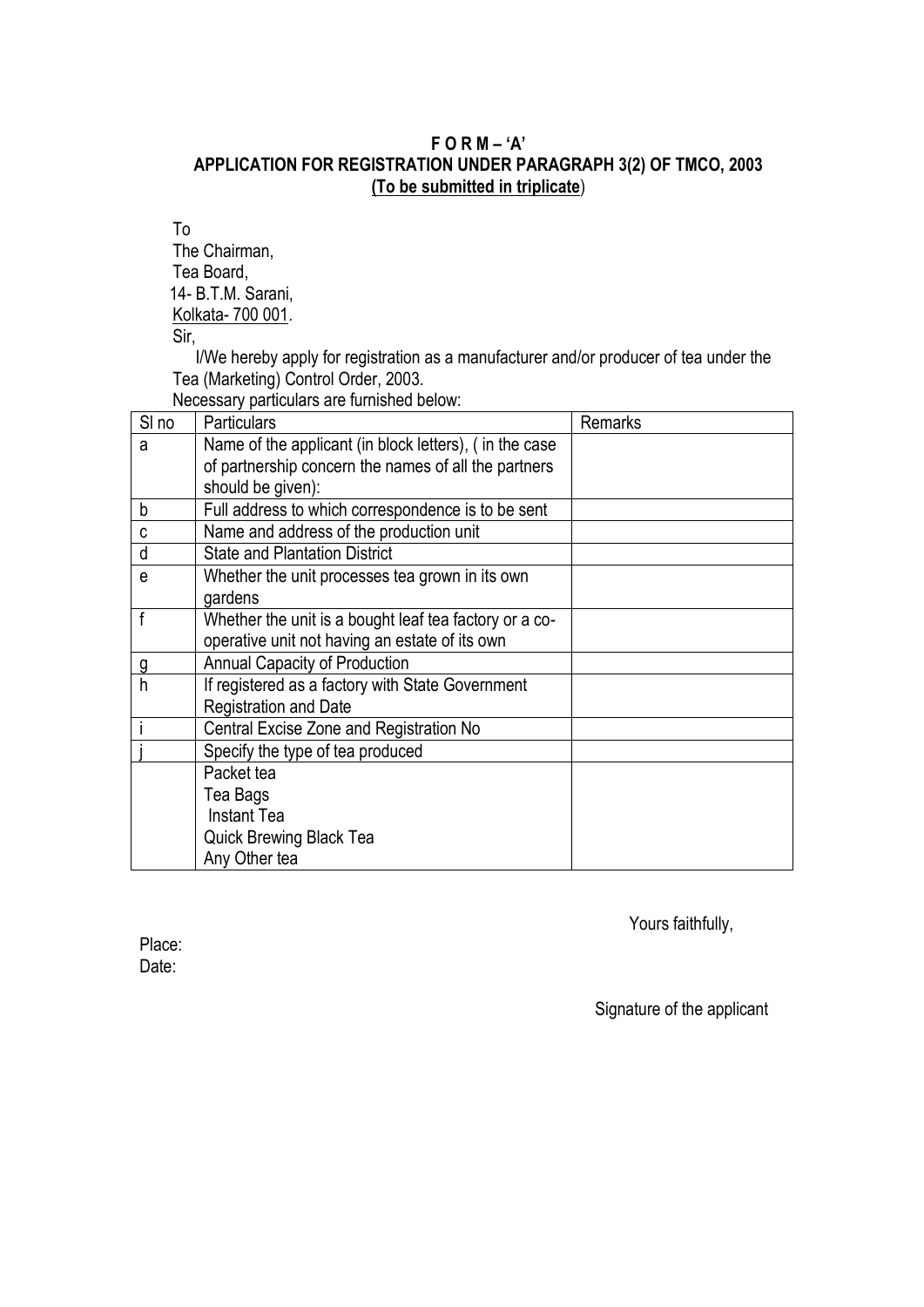# F O R M – 'A'

## APPLICATION FOR REGISTRATION UNDER PARAGRAPH 3(2) OF TMCO, 2003

**(To be submitted in triplicate)**

To
The Chairman,
Tea Board,
14- B.T.M. Sarani,
Kolkata- 700 001.

Sir,

I/We hereby apply for registration as a manufacturer and/or producer of tea under the Tea (Marketing) Control Order, 2003.

Necessary particulars are furnished below:

| Sl no | Particulars | Remarks |
|---|---|---|
| a | Name of the applicant (in block letters), ( in the case of partnership concern the names of all the partners should be given): | |
| b | Full address to which correspondence is to be sent | |
| c | Name and address of the production unit | |
| d | State and Plantation District | |
| e | Whether the unit processes tea grown in its own gardens | |
| f | Whether the unit is a bought leaf tea factory or a co-operative unit not having an estate of its own | |
| g | Annual Capacity of Production | |
| h | If registered as a factory with State Government Registration and Date | |
| i | Central Excise Zone and Registration No | |
| j | Specify the type of tea produced | |
| | Packet tea<br>Tea Bags<br>Instant Tea<br>Quick Brewing Black Tea<br>Any Other tea | |

Yours faithfully,

Place:
Date:

Signature of the applicant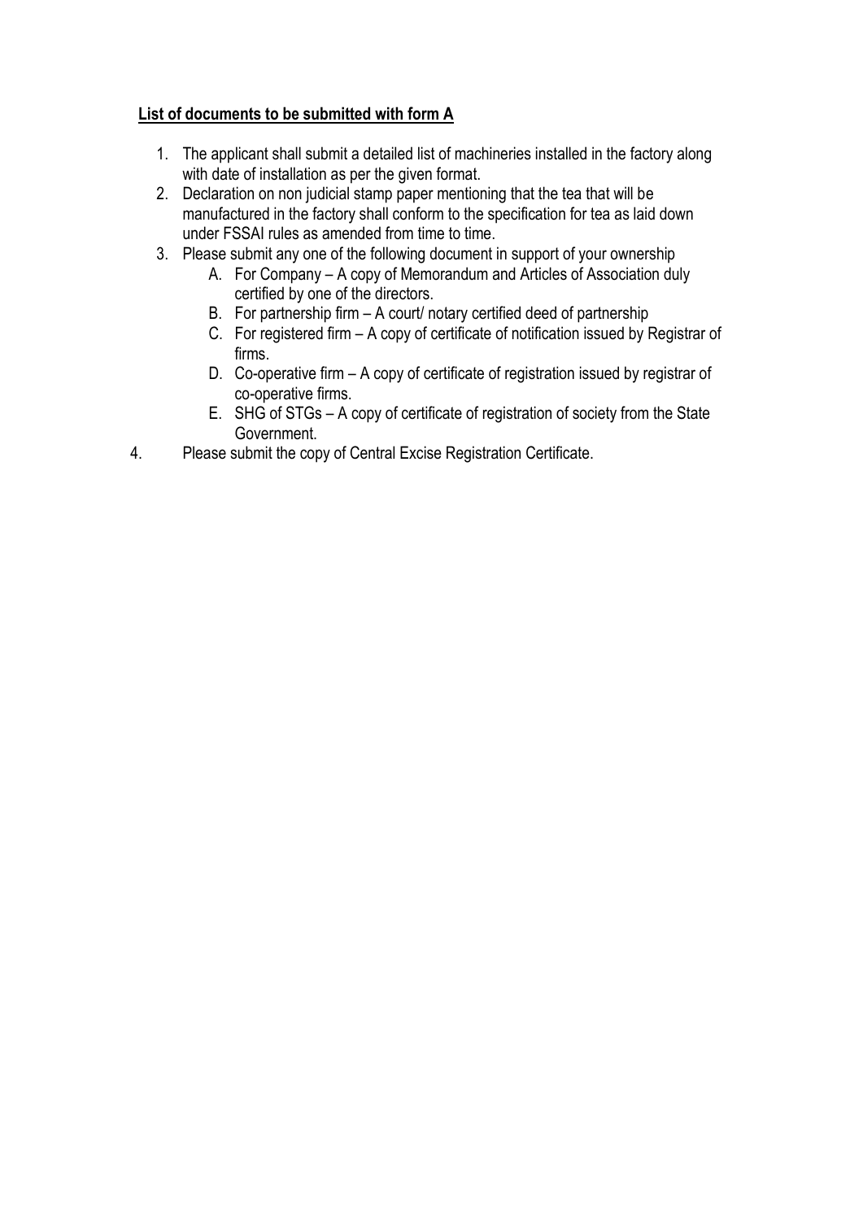**List of documents to be submitted with form A**

1. The applicant shall submit a detailed list of machineries installed in the factory along with date of installation as per the given format.
2. Declaration on non judicial stamp paper mentioning that the tea that will be manufactured in the factory shall conform to the specification for tea as laid down under FSSAI rules as amended from time to time.
3. Please submit any one of the following document in support of your ownership
   - A. For Company – A copy of Memorandum and Articles of Association duly certified by one of the directors.
   - B. For partnership firm – A court/ notary certified deed of partnership
   - C. For registered firm – A copy of certificate of notification issued by Registrar of firms.
   - D. Co-operative firm – A copy of certificate of registration issued by registrar of co-operative firms.
   - E. SHG of STGs – A copy of certificate of registration of society from the State Government.
4. Please submit the copy of Central Excise Registration Certificate.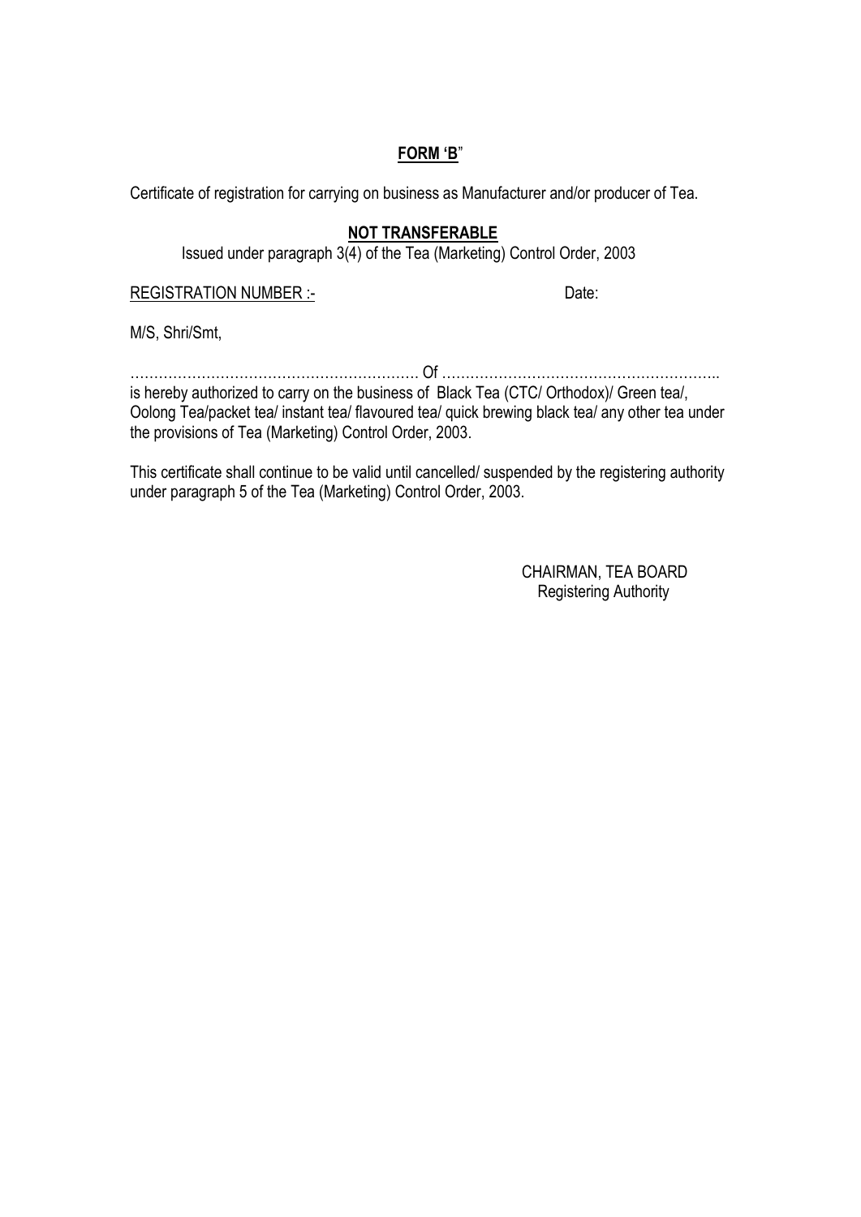**FORM 'B"**

Certificate of registration for carrying on business as Manufacturer and/or producer of Tea.

**NOT TRANSFERABLE**

Issued under paragraph 3(4) of the Tea (Marketing) Control Order, 2003

REGISTRATION NUMBER :- Date:

M/S, Shri/Smt,

…………………………………………………… Of …………………………………………………..
is hereby authorized to carry on the business of Black Tea (CTC/ Orthodox)/ Green tea/, Oolong Tea/packet tea/ instant tea/ flavoured tea/ quick brewing black tea/ any other tea under the provisions of Tea (Marketing) Control Order, 2003.

This certificate shall continue to be valid until cancelled/ suspended by the registering authority under paragraph 5 of the Tea (Marketing) Control Order, 2003.

CHAIRMAN, TEA BOARD
Registering Authority